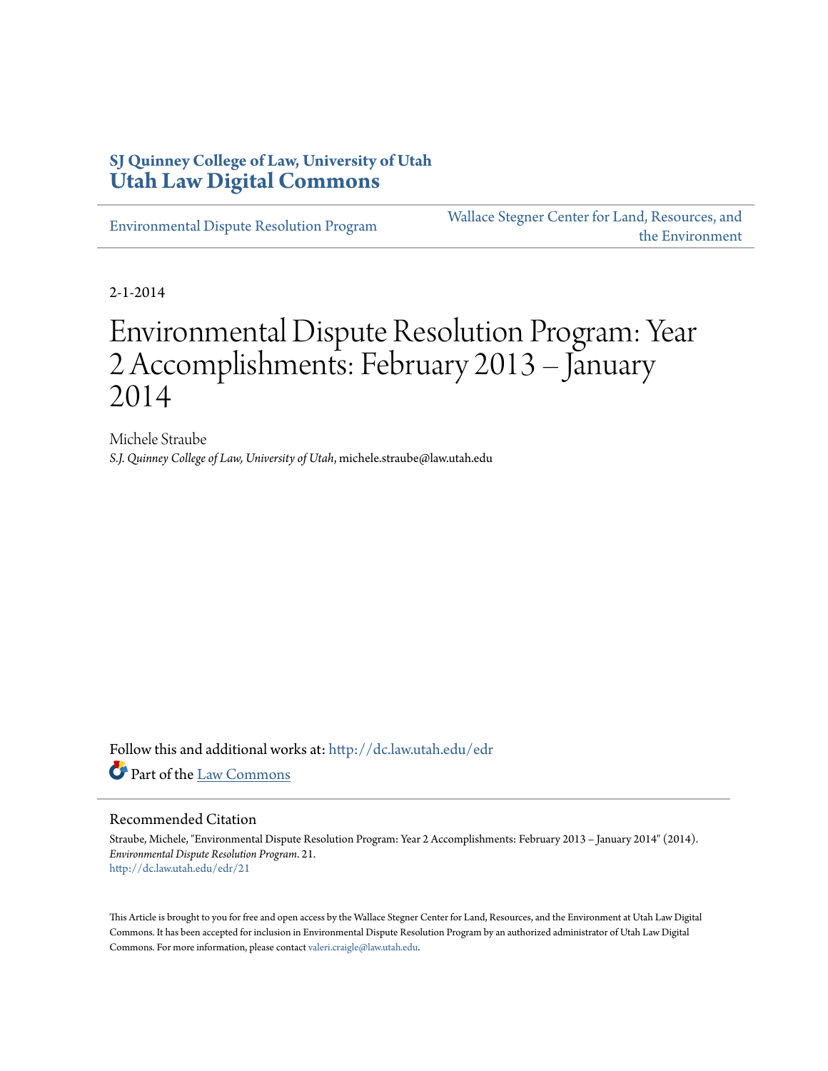**SJ Quinney College of Law, University of Utah**
**Utah Law Digital Commons**

Environmental Dispute Resolution Program | Wallace Stegner Center for Land, Resources, and the Environment

2-1-2014

# Environmental Dispute Resolution Program: Year 2 Accomplishments: February 2013 – January 2014

Michele Straube
*S.J. Quinney College of Law, University of Utah*, michele.straube@law.utah.edu

Follow this and additional works at: http://dc.law.utah.edu/edr

Part of the Law Commons

## Recommended Citation

Straube, Michele, "Environmental Dispute Resolution Program: Year 2 Accomplishments: February 2013 – January 2014" (2014). *Environmental Dispute Resolution Program*. 21.
http://dc.law.utah.edu/edr/21

This Article is brought to you for free and open access by the Wallace Stegner Center for Land, Resources, and the Environment at Utah Law Digital Commons. It has been accepted for inclusion in Environmental Dispute Resolution Program by an authorized administrator of Utah Law Digital Commons. For more information, please contact valeri.craigle@law.utah.edu.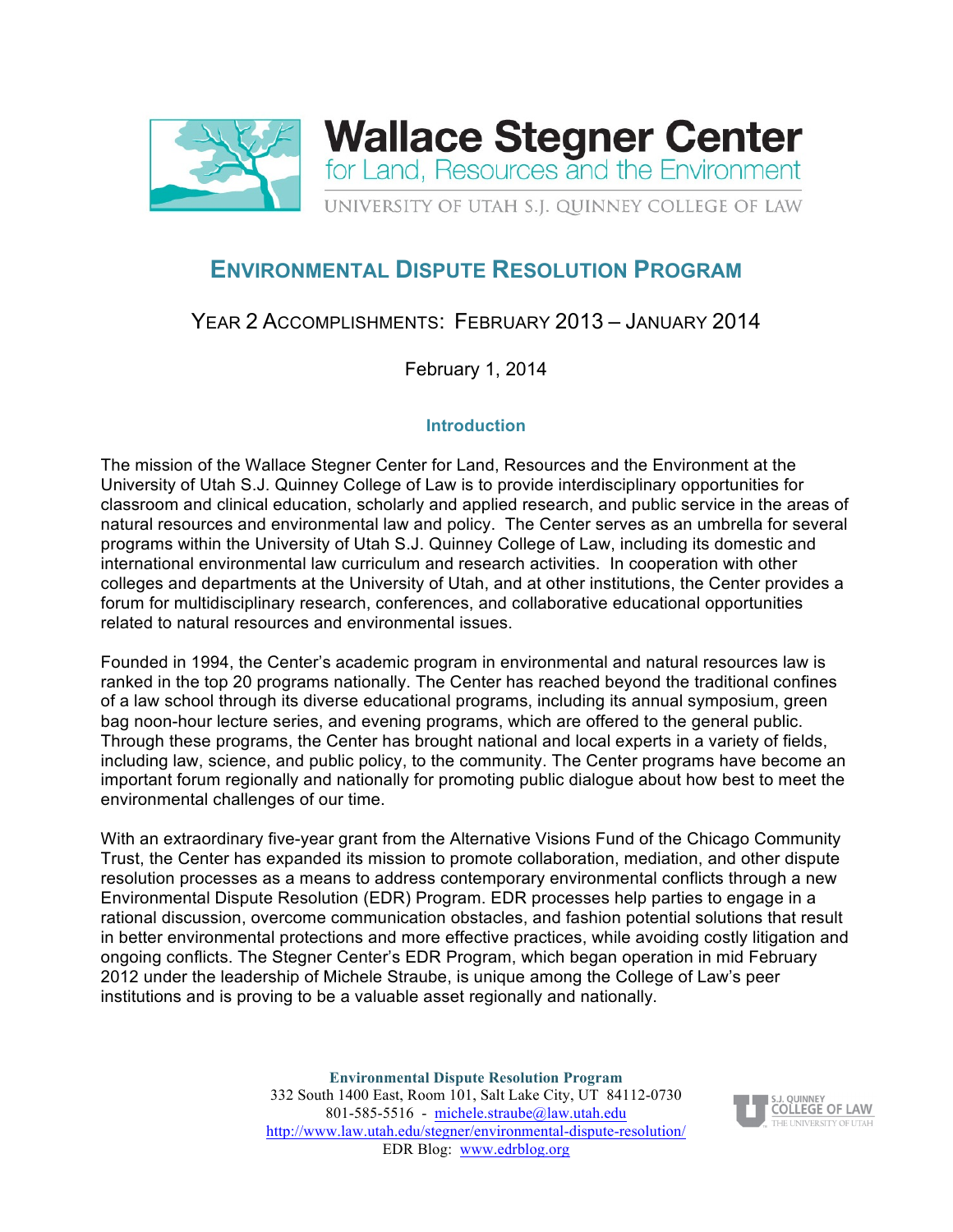# Wallace Stegner Center

for Land, Resources and the Environment

UNIVERSITY OF UTAH S.J. QUINNEY COLLEGE OF LAW

## ENVIRONMENTAL DISPUTE RESOLUTION PROGRAM

### YEAR 2 ACCOMPLISHMENTS: FEBRUARY 2013 – JANUARY 2014

February 1, 2014

#### Introduction

The mission of the Wallace Stegner Center for Land, Resources and the Environment at the University of Utah S.J. Quinney College of Law is to provide interdisciplinary opportunities for classroom and clinical education, scholarly and applied research, and public service in the areas of natural resources and environmental law and policy. The Center serves as an umbrella for several programs within the University of Utah S.J. Quinney College of Law, including its domestic and international environmental law curriculum and research activities. In cooperation with other colleges and departments at the University of Utah, and at other institutions, the Center provides a forum for multidisciplinary research, conferences, and collaborative educational opportunities related to natural resources and environmental issues.

Founded in 1994, the Center's academic program in environmental and natural resources law is ranked in the top 20 programs nationally. The Center has reached beyond the traditional confines of a law school through its diverse educational programs, including its annual symposium, green bag noon-hour lecture series, and evening programs, which are offered to the general public. Through these programs, the Center has brought national and local experts in a variety of fields, including law, science, and public policy, to the community. The Center programs have become an important forum regionally and nationally for promoting public dialogue about how best to meet the environmental challenges of our time.

With an extraordinary five-year grant from the Alternative Visions Fund of the Chicago Community Trust, the Center has expanded its mission to promote collaboration, mediation, and other dispute resolution processes as a means to address contemporary environmental conflicts through a new Environmental Dispute Resolution (EDR) Program. EDR processes help parties to engage in a rational discussion, overcome communication obstacles, and fashion potential solutions that result in better environmental protections and more effective practices, while avoiding costly litigation and ongoing conflicts. The Stegner Center's EDR Program, which began operation in mid February 2012 under the leadership of Michele Straube, is unique among the College of Law's peer institutions and is proving to be a valuable asset regionally and nationally.

**Environmental Dispute Resolution Program**
332 South 1400 East, Room 101, Salt Lake City, UT 84112-0730
801-585-5516 - michele.straube@law.utah.edu
http://www.law.utah.edu/stegner/environmental-dispute-resolution/
EDR Blog: www.edrblog.org

S.J. QUINNEY COLLEGE OF LAW
THE UNIVERSITY OF UTAH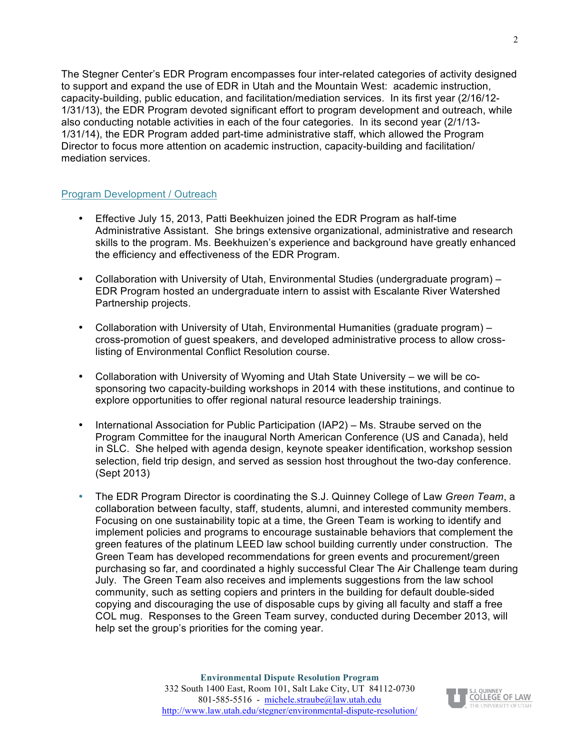The Stegner Center's EDR Program encompasses four inter-related categories of activity designed to support and expand the use of EDR in Utah and the Mountain West: academic instruction, capacity-building, public education, and facilitation/mediation services. In its first year (2/16/12-1/31/13), the EDR Program devoted significant effort to program development and outreach, while also conducting notable activities in each of the four categories. In its second year (2/1/13-1/31/14), the EDR Program added part-time administrative staff, which allowed the Program Director to focus more attention on academic instruction, capacity-building and facilitation/mediation services.

## Program Development / Outreach

- Effective July 15, 2013, Patti Beekhuizen joined the EDR Program as half-time Administrative Assistant. She brings extensive organizational, administrative and research skills to the program. Ms. Beekhuizen's experience and background have greatly enhanced the efficiency and effectiveness of the EDR Program.

- Collaboration with University of Utah, Environmental Studies (undergraduate program) – EDR Program hosted an undergraduate intern to assist with Escalante River Watershed Partnership projects.

- Collaboration with University of Utah, Environmental Humanities (graduate program) – cross-promotion of guest speakers, and developed administrative process to allow cross-listing of Environmental Conflict Resolution course.

- Collaboration with University of Wyoming and Utah State University – we will be co-sponsoring two capacity-building workshops in 2014 with these institutions, and continue to explore opportunities to offer regional natural resource leadership trainings.

- International Association for Public Participation (IAP2) – Ms. Straube served on the Program Committee for the inaugural North American Conference (US and Canada), held in SLC. She helped with agenda design, keynote speaker identification, workshop session selection, field trip design, and served as session host throughout the two-day conference. (Sept 2013)

- The EDR Program Director is coordinating the S.J. Quinney College of Law *Green Team*, a collaboration between faculty, staff, students, alumni, and interested community members. Focusing on one sustainability topic at a time, the Green Team is working to identify and implement policies and programs to encourage sustainable behaviors that complement the green features of the platinum LEED law school building currently under construction. The Green Team has developed recommendations for green events and procurement/green purchasing so far, and coordinated a highly successful Clear The Air Challenge team during July. The Green Team also receives and implements suggestions from the law school community, such as setting copiers and printers in the building for default double-sided copying and discouraging the use of disposable cups by giving all faculty and staff a free COL mug. Responses to the Green Team survey, conducted during December 2013, will help set the group's priorities for the coming year.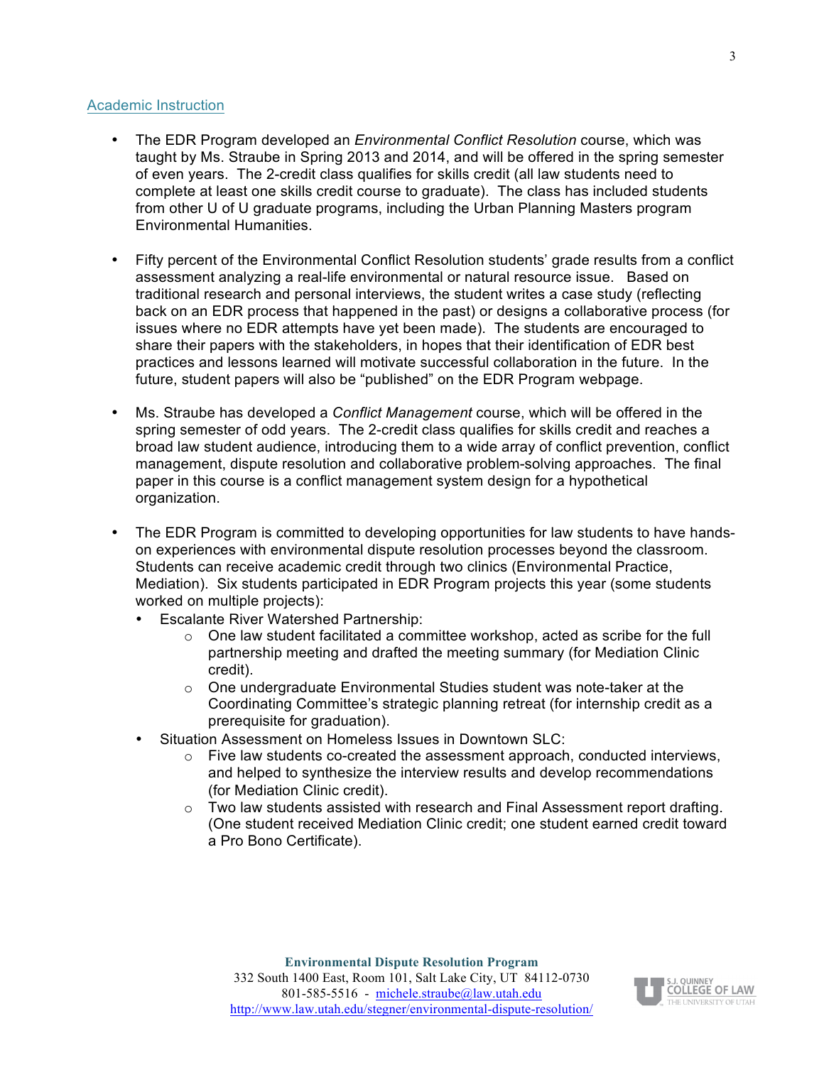## Academic Instruction

- The EDR Program developed an *Environmental Conflict Resolution* course, which was taught by Ms. Straube in Spring 2013 and 2014, and will be offered in the spring semester of even years. The 2-credit class qualifies for skills credit (all law students need to complete at least one skills credit course to graduate). The class has included students from other U of U graduate programs, including the Urban Planning Masters program Environmental Humanities.

- Fifty percent of the Environmental Conflict Resolution students' grade results from a conflict assessment analyzing a real-life environmental or natural resource issue. Based on traditional research and personal interviews, the student writes a case study (reflecting back on an EDR process that happened in the past) or designs a collaborative process (for issues where no EDR attempts have yet been made). The students are encouraged to share their papers with the stakeholders, in hopes that their identification of EDR best practices and lessons learned will motivate successful collaboration in the future. In the future, student papers will also be "published" on the EDR Program webpage.

- Ms. Straube has developed a *Conflict Management* course, which will be offered in the spring semester of odd years. The 2-credit class qualifies for skills credit and reaches a broad law student audience, introducing them to a wide array of conflict prevention, conflict management, dispute resolution and collaborative problem-solving approaches. The final paper in this course is a conflict management system design for a hypothetical organization.

- The EDR Program is committed to developing opportunities for law students to have hands-on experiences with environmental dispute resolution processes beyond the classroom. Students can receive academic credit through two clinics (Environmental Practice, Mediation). Six students participated in EDR Program projects this year (some students worked on multiple projects):
  - Escalante River Watershed Partnership:
    - One law student facilitated a committee workshop, acted as scribe for the full partnership meeting and drafted the meeting summary (for Mediation Clinic credit).
    - One undergraduate Environmental Studies student was note-taker at the Coordinating Committee's strategic planning retreat (for internship credit as a prerequisite for graduation).
  - Situation Assessment on Homeless Issues in Downtown SLC:
    - Five law students co-created the assessment approach, conducted interviews, and helped to synthesize the interview results and develop recommendations (for Mediation Clinic credit).
    - Two law students assisted with research and Final Assessment report drafting. (One student received Mediation Clinic credit; one student earned credit toward a Pro Bono Certificate).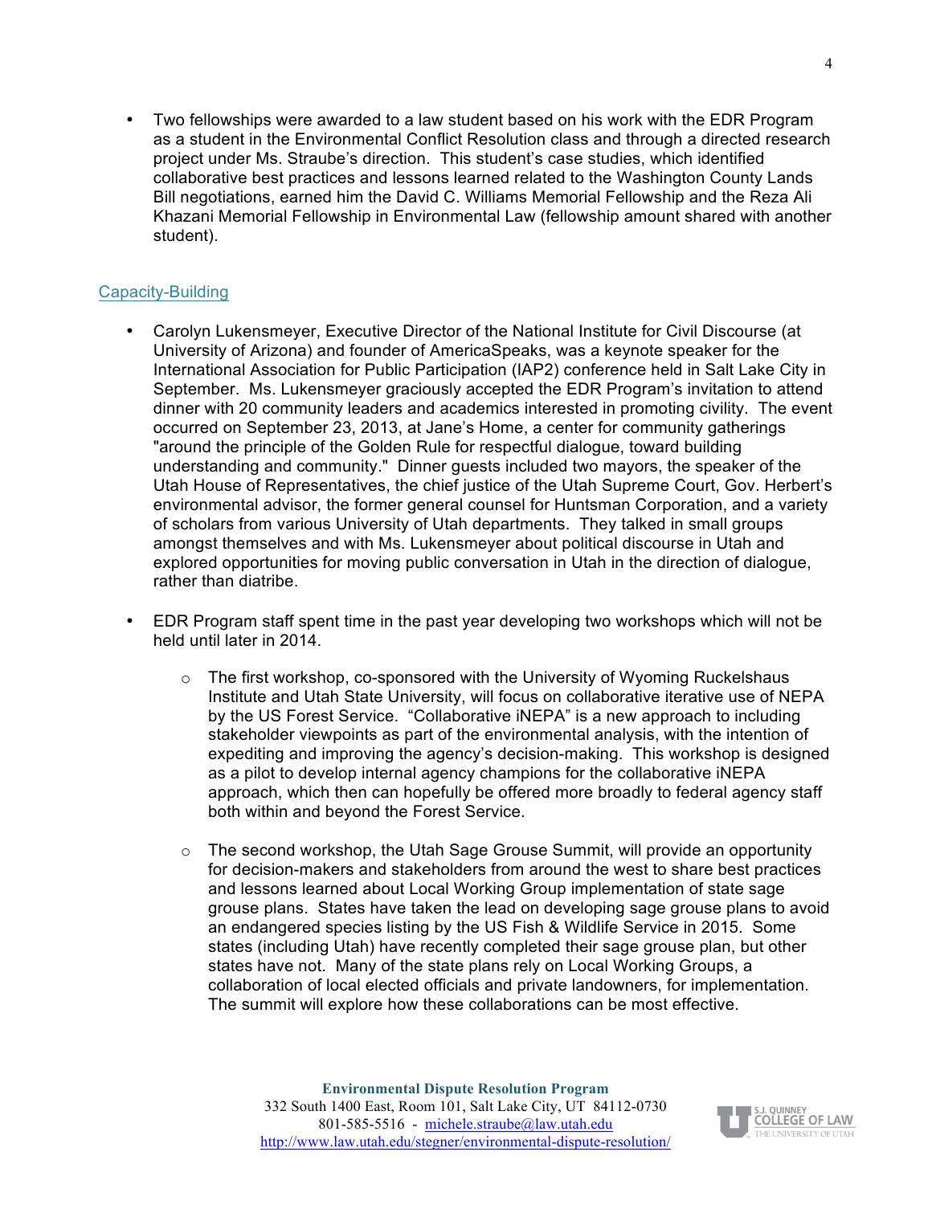- Two fellowships were awarded to a law student based on his work with the EDR Program as a student in the Environmental Conflict Resolution class and through a directed research project under Ms. Straube's direction. This student's case studies, which identified collaborative best practices and lessons learned related to the Washington County Lands Bill negotiations, earned him the David C. Williams Memorial Fellowship and the Reza Ali Khazani Memorial Fellowship in Environmental Law (fellowship amount shared with another student).

## Capacity-Building

- Carolyn Lukensmeyer, Executive Director of the National Institute for Civil Discourse (at University of Arizona) and founder of AmericaSpeaks, was a keynote speaker for the International Association for Public Participation (IAP2) conference held in Salt Lake City in September. Ms. Lukensmeyer graciously accepted the EDR Program's invitation to attend dinner with 20 community leaders and academics interested in promoting civility. The event occurred on September 23, 2013, at Jane's Home, a center for community gatherings "around the principle of the Golden Rule for respectful dialogue, toward building understanding and community." Dinner guests included two mayors, the speaker of the Utah House of Representatives, the chief justice of the Utah Supreme Court, Gov. Herbert's environmental advisor, the former general counsel for Huntsman Corporation, and a variety of scholars from various University of Utah departments. They talked in small groups amongst themselves and with Ms. Lukensmeyer about political discourse in Utah and explored opportunities for moving public conversation in Utah in the direction of dialogue, rather than diatribe.

- EDR Program staff spent time in the past year developing two workshops which will not be held until later in 2014.

  - The first workshop, co-sponsored with the University of Wyoming Ruckelshaus Institute and Utah State University, will focus on collaborative iterative use of NEPA by the US Forest Service. "Collaborative iNEPA" is a new approach to including stakeholder viewpoints as part of the environmental analysis, with the intention of expediting and improving the agency's decision-making. This workshop is designed as a pilot to develop internal agency champions for the collaborative iNEPA approach, which then can hopefully be offered more broadly to federal agency staff both within and beyond the Forest Service.

  - The second workshop, the Utah Sage Grouse Summit, will provide an opportunity for decision-makers and stakeholders from around the west to share best practices and lessons learned about Local Working Group implementation of state sage grouse plans. States have taken the lead on developing sage grouse plans to avoid an endangered species listing by the US Fish & Wildlife Service in 2015. Some states (including Utah) have recently completed their sage grouse plan, but other states have not. Many of the state plans rely on Local Working Groups, a collaboration of local elected officials and private landowners, for implementation. The summit will explore how these collaborations can be most effective.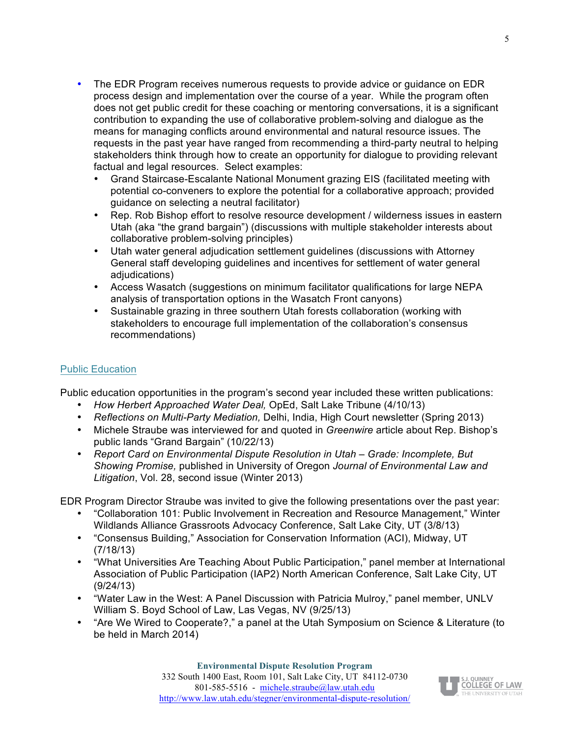- The EDR Program receives numerous requests to provide advice or guidance on EDR process design and implementation over the course of a year. While the program often does not get public credit for these coaching or mentoring conversations, it is a significant contribution to expanding the use of collaborative problem-solving and dialogue as the means for managing conflicts around environmental and natural resource issues. The requests in the past year have ranged from recommending a third-party neutral to helping stakeholders think through how to create an opportunity for dialogue to providing relevant factual and legal resources. Select examples:
  - Grand Staircase-Escalante National Monument grazing EIS (facilitated meeting with potential co-conveners to explore the potential for a collaborative approach; provided guidance on selecting a neutral facilitator)
  - Rep. Rob Bishop effort to resolve resource development / wilderness issues in eastern Utah (aka "the grand bargain") (discussions with multiple stakeholder interests about collaborative problem-solving principles)
  - Utah water general adjudication settlement guidelines (discussions with Attorney General staff developing guidelines and incentives for settlement of water general adjudications)
  - Access Wasatch (suggestions on minimum facilitator qualifications for large NEPA analysis of transportation options in the Wasatch Front canyons)
  - Sustainable grazing in three southern Utah forests collaboration (working with stakeholders to encourage full implementation of the collaboration's consensus recommendations)

## Public Education

Public education opportunities in the program's second year included these written publications:

- *How Herbert Approached Water Deal,* OpEd, Salt Lake Tribune (4/10/13)
- *Reflections on Multi-Party Mediation,* Delhi, India, High Court newsletter (Spring 2013)
- Michele Straube was interviewed for and quoted in *Greenwire* article about Rep. Bishop's public lands "Grand Bargain" (10/22/13)
- *Report Card on Environmental Dispute Resolution in Utah – Grade: Incomplete, But Showing Promise,* published in University of Oregon *Journal of Environmental Law and Litigation*, Vol. 28, second issue (Winter 2013)

EDR Program Director Straube was invited to give the following presentations over the past year:

- "Collaboration 101: Public Involvement in Recreation and Resource Management," Winter Wildlands Alliance Grassroots Advocacy Conference, Salt Lake City, UT (3/8/13)
- "Consensus Building," Association for Conservation Information (ACI), Midway, UT (7/18/13)
- "What Universities Are Teaching About Public Participation," panel member at International Association of Public Participation (IAP2) North American Conference, Salt Lake City, UT (9/24/13)
- "Water Law in the West: A Panel Discussion with Patricia Mulroy," panel member, UNLV William S. Boyd School of Law, Las Vegas, NV (9/25/13)
- "Are We Wired to Cooperate?," a panel at the Utah Symposium on Science & Literature (to be held in March 2014)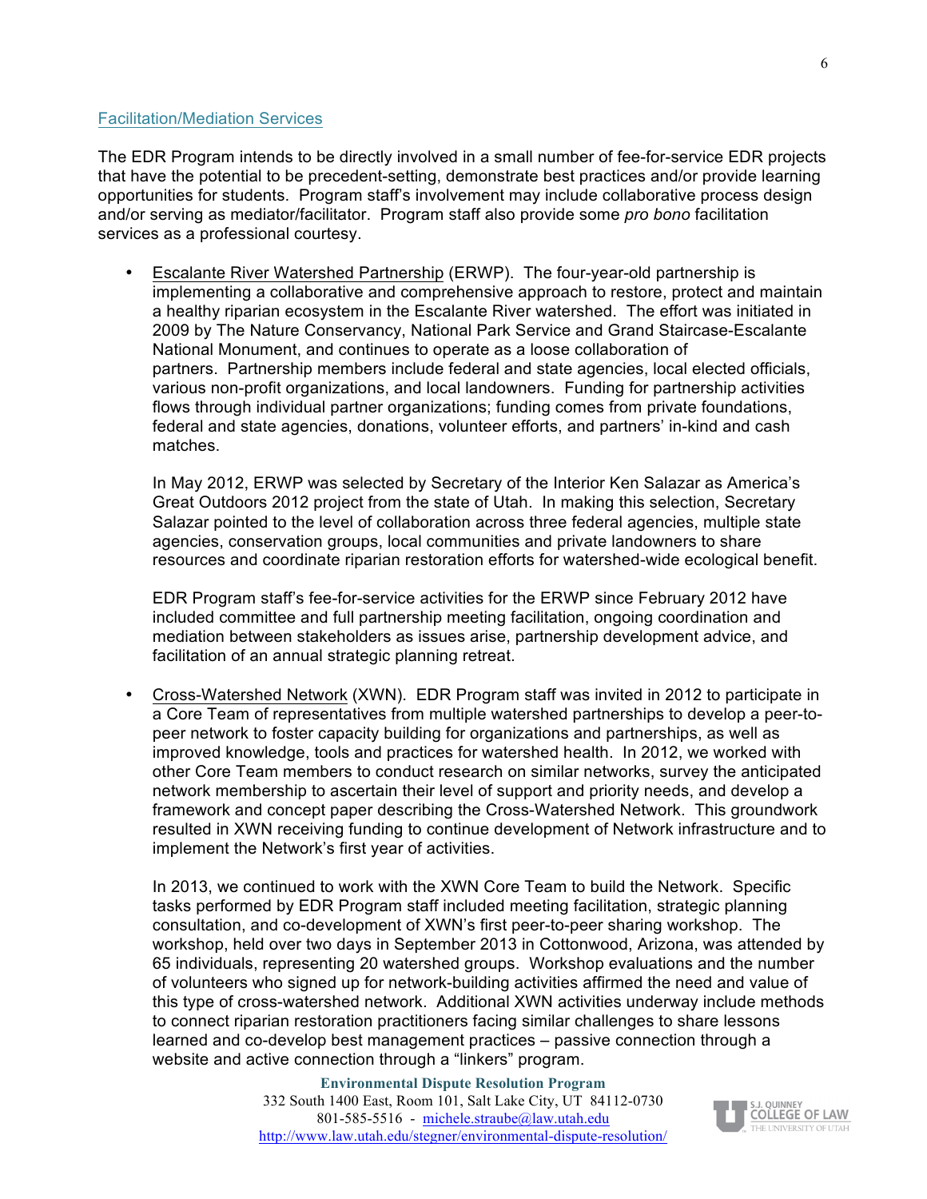## Facilitation/Mediation Services

The EDR Program intends to be directly involved in a small number of fee-for-service EDR projects that have the potential to be precedent-setting, demonstrate best practices and/or provide learning opportunities for students. Program staff's involvement may include collaborative process design and/or serving as mediator/facilitator. Program staff also provide some *pro bono* facilitation services as a professional courtesy.

- Escalante River Watershed Partnership (ERWP). The four-year-old partnership is implementing a collaborative and comprehensive approach to restore, protect and maintain a healthy riparian ecosystem in the Escalante River watershed. The effort was initiated in 2009 by The Nature Conservancy, National Park Service and Grand Staircase-Escalante National Monument, and continues to operate as a loose collaboration of partners. Partnership members include federal and state agencies, local elected officials, various non-profit organizations, and local landowners. Funding for partnership activities flows through individual partner organizations; funding comes from private foundations, federal and state agencies, donations, volunteer efforts, and partners' in-kind and cash matches.

  In May 2012, ERWP was selected by Secretary of the Interior Ken Salazar as America's Great Outdoors 2012 project from the state of Utah. In making this selection, Secretary Salazar pointed to the level of collaboration across three federal agencies, multiple state agencies, conservation groups, local communities and private landowners to share resources and coordinate riparian restoration efforts for watershed-wide ecological benefit.

  EDR Program staff's fee-for-service activities for the ERWP since February 2012 have included committee and full partnership meeting facilitation, ongoing coordination and mediation between stakeholders as issues arise, partnership development advice, and facilitation of an annual strategic planning retreat.

- Cross-Watershed Network (XWN). EDR Program staff was invited in 2012 to participate in a Core Team of representatives from multiple watershed partnerships to develop a peer-to-peer network to foster capacity building for organizations and partnerships, as well as improved knowledge, tools and practices for watershed health. In 2012, we worked with other Core Team members to conduct research on similar networks, survey the anticipated network membership to ascertain their level of support and priority needs, and develop a framework and concept paper describing the Cross-Watershed Network. This groundwork resulted in XWN receiving funding to continue development of Network infrastructure and to implement the Network's first year of activities.

  In 2013, we continued to work with the XWN Core Team to build the Network. Specific tasks performed by EDR Program staff included meeting facilitation, strategic planning consultation, and co-development of XWN's first peer-to-peer sharing workshop. The workshop, held over two days in September 2013 in Cottonwood, Arizona, was attended by 65 individuals, representing 20 watershed groups. Workshop evaluations and the number of volunteers who signed up for network-building activities affirmed the need and value of this type of cross-watershed network. Additional XWN activities underway include methods to connect riparian restoration practitioners facing similar challenges to share lessons learned and co-develop best management practices – passive connection through a website and active connection through a "linkers" program.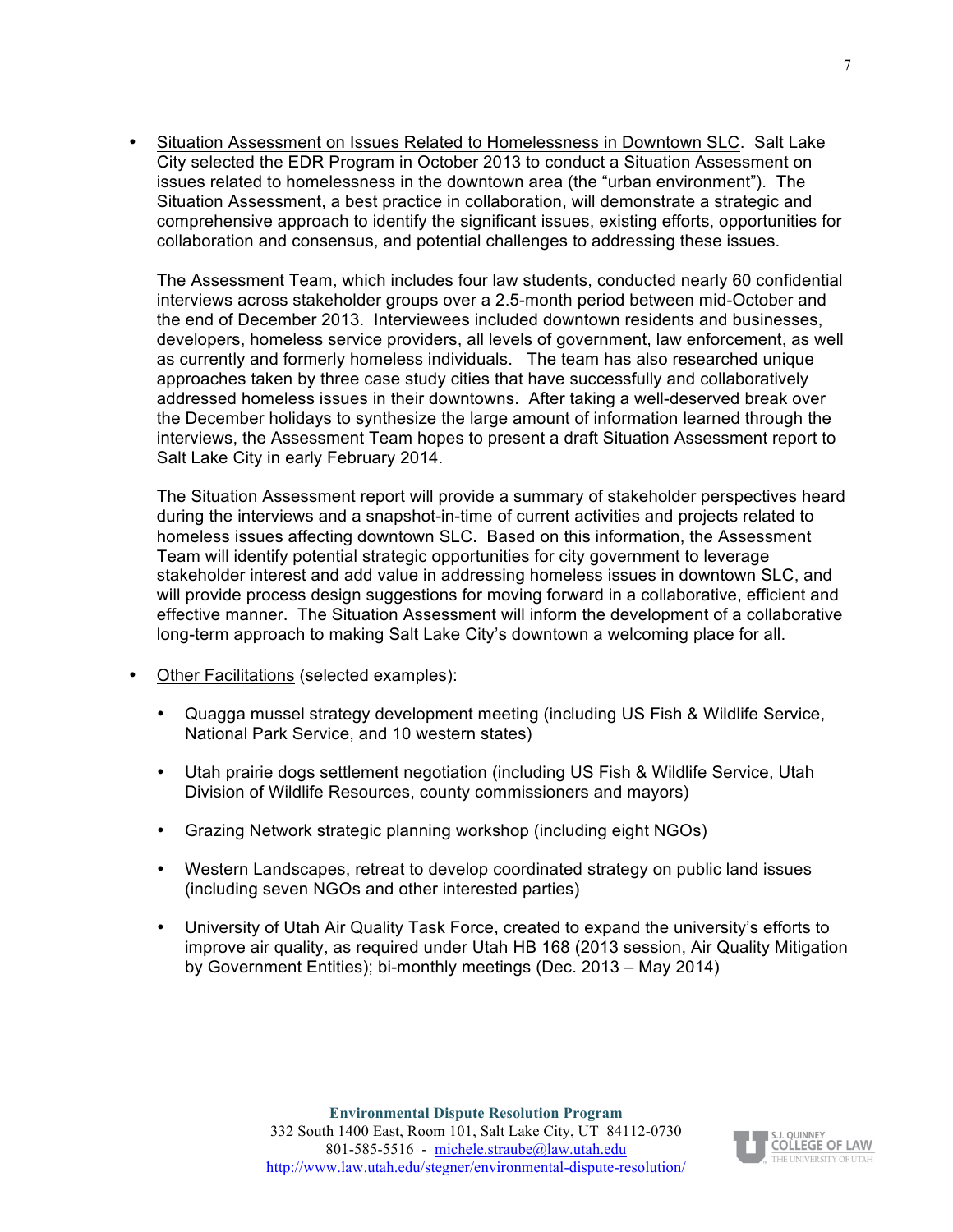- <u>Situation Assessment on Issues Related to Homelessness in Downtown SLC</u>. Salt Lake City selected the EDR Program in October 2013 to conduct a Situation Assessment on issues related to homelessness in the downtown area (the "urban environment"). The Situation Assessment, a best practice in collaboration, will demonstrate a strategic and comprehensive approach to identify the significant issues, existing efforts, opportunities for collaboration and consensus, and potential challenges to addressing these issues.

  The Assessment Team, which includes four law students, conducted nearly 60 confidential interviews across stakeholder groups over a 2.5-month period between mid-October and the end of December 2013. Interviewees included downtown residents and businesses, developers, homeless service providers, all levels of government, law enforcement, as well as currently and formerly homeless individuals. The team has also researched unique approaches taken by three case study cities that have successfully and collaboratively addressed homeless issues in their downtowns. After taking a well-deserved break over the December holidays to synthesize the large amount of information learned through the interviews, the Assessment Team hopes to present a draft Situation Assessment report to Salt Lake City in early February 2014.

  The Situation Assessment report will provide a summary of stakeholder perspectives heard during the interviews and a snapshot-in-time of current activities and projects related to homeless issues affecting downtown SLC. Based on this information, the Assessment Team will identify potential strategic opportunities for city government to leverage stakeholder interest and add value in addressing homeless issues in downtown SLC, and will provide process design suggestions for moving forward in a collaborative, efficient and effective manner. The Situation Assessment will inform the development of a collaborative long-term approach to making Salt Lake City's downtown a welcoming place for all.

- <u>Other Facilitations</u> (selected examples):

  - Quagga mussel strategy development meeting (including US Fish & Wildlife Service, National Park Service, and 10 western states)

  - Utah prairie dogs settlement negotiation (including US Fish & Wildlife Service, Utah Division of Wildlife Resources, county commissioners and mayors)

  - Grazing Network strategic planning workshop (including eight NGOs)

  - Western Landscapes, retreat to develop coordinated strategy on public land issues (including seven NGOs and other interested parties)

  - University of Utah Air Quality Task Force, created to expand the university's efforts to improve air quality, as required under Utah HB 168 (2013 session, Air Quality Mitigation by Government Entities); bi-monthly meetings (Dec. 2013 – May 2014)